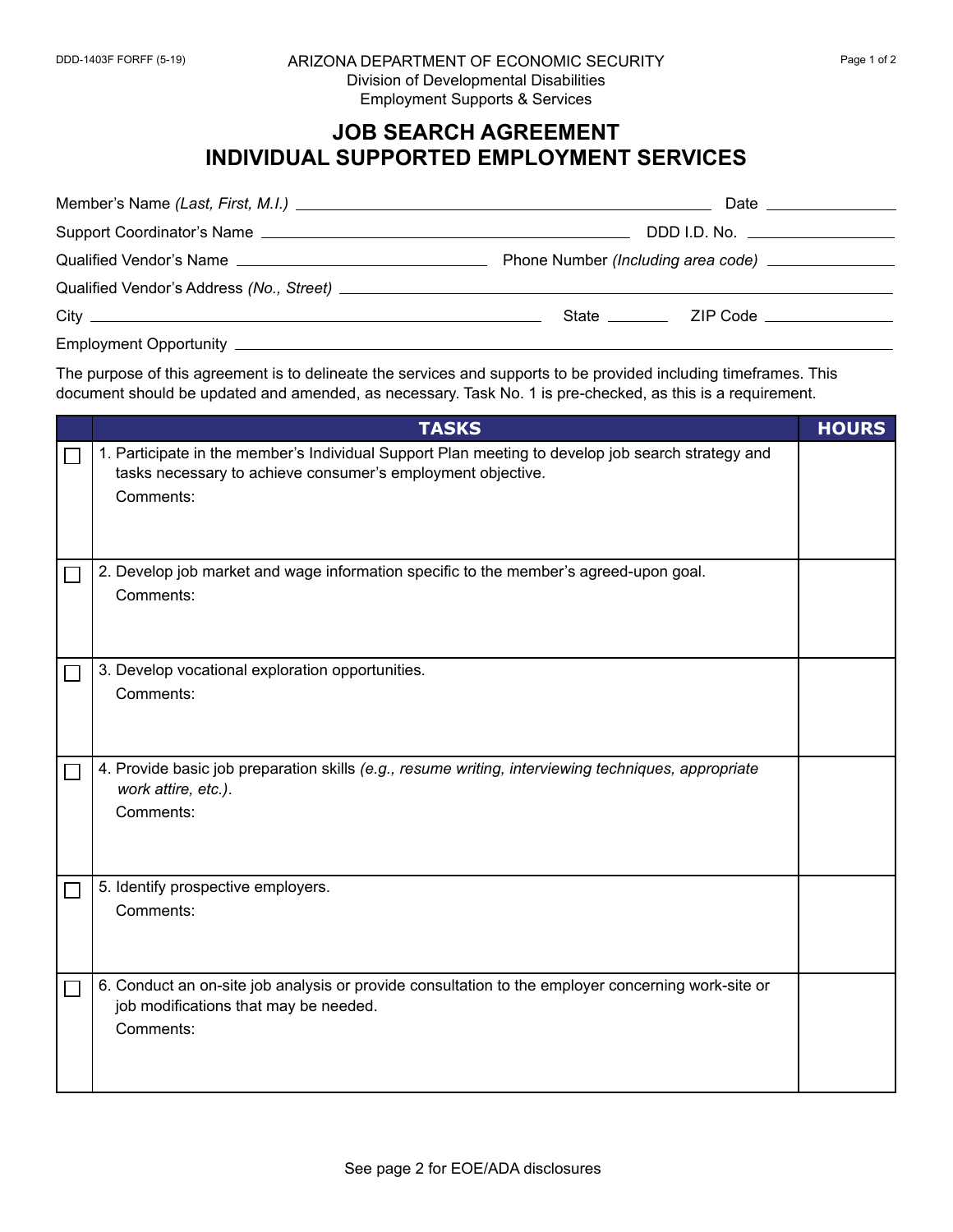DDD-1403F FORFF (5-19)

ARIZONA DEPARTMENT OF ECONOMIC SECURITY
Division of Developmental Disabilities
Employment Supports & Services

# JOB SEARCH AGREEMENT
# INDIVIDUAL SUPPORTED EMPLOYMENT SERVICES

Member's Name *(Last, First, M.I.)* \_\_\_\_\_\_\_\_\_\_\_\_\_\_\_\_\_\_\_\_ Date \_\_\_\_\_\_\_\_

Support Coordinator's Name \_\_\_\_\_\_\_\_\_\_\_\_\_\_\_\_\_\_\_\_ DDD I.D. No. \_\_\_\_\_\_\_\_

Qualified Vendor's Name \_\_\_\_\_\_\_\_\_\_\_\_\_\_\_\_ Phone Number *(Including area code)* \_\_\_\_\_\_\_\_

Qualified Vendor's Address *(No., Street)* \_\_\_\_\_\_\_\_\_\_\_\_\_\_\_\_\_\_\_\_

City \_\_\_\_\_\_\_\_\_\_\_\_\_\_\_\_ State \_\_\_\_ ZIP Code \_\_\_\_\_\_\_\_

Employment Opportunity \_\_\_\_\_\_\_\_\_\_\_\_\_\_\_\_\_\_\_\_

The purpose of this agreement is to delineate the services and supports to be provided including timeframes. This document should be updated and amended, as necessary. Task No. 1 is pre-checked, as this is a requirement.

| | TASKS | HOURS |
|---|---|---|
| ☐ | 1. Participate in the member's Individual Support Plan meeting to develop job search strategy and tasks necessary to achieve consumer's employment objective.<br>Comments: | |
| ☐ | 2. Develop job market and wage information specific to the member's agreed-upon goal.<br>Comments: | |
| ☐ | 3. Develop vocational exploration opportunities.<br>Comments: | |
| ☐ | 4. Provide basic job preparation skills *(e.g., resume writing, interviewing techniques, appropriate work attire, etc.)*.<br>Comments: | |
| ☐ | 5. Identify prospective employers.<br>Comments: | |
| ☐ | 6. Conduct an on-site job analysis or provide consultation to the employer concerning work-site or job modifications that may be needed.<br>Comments: | |

See page 2 for EOE/ADA disclosures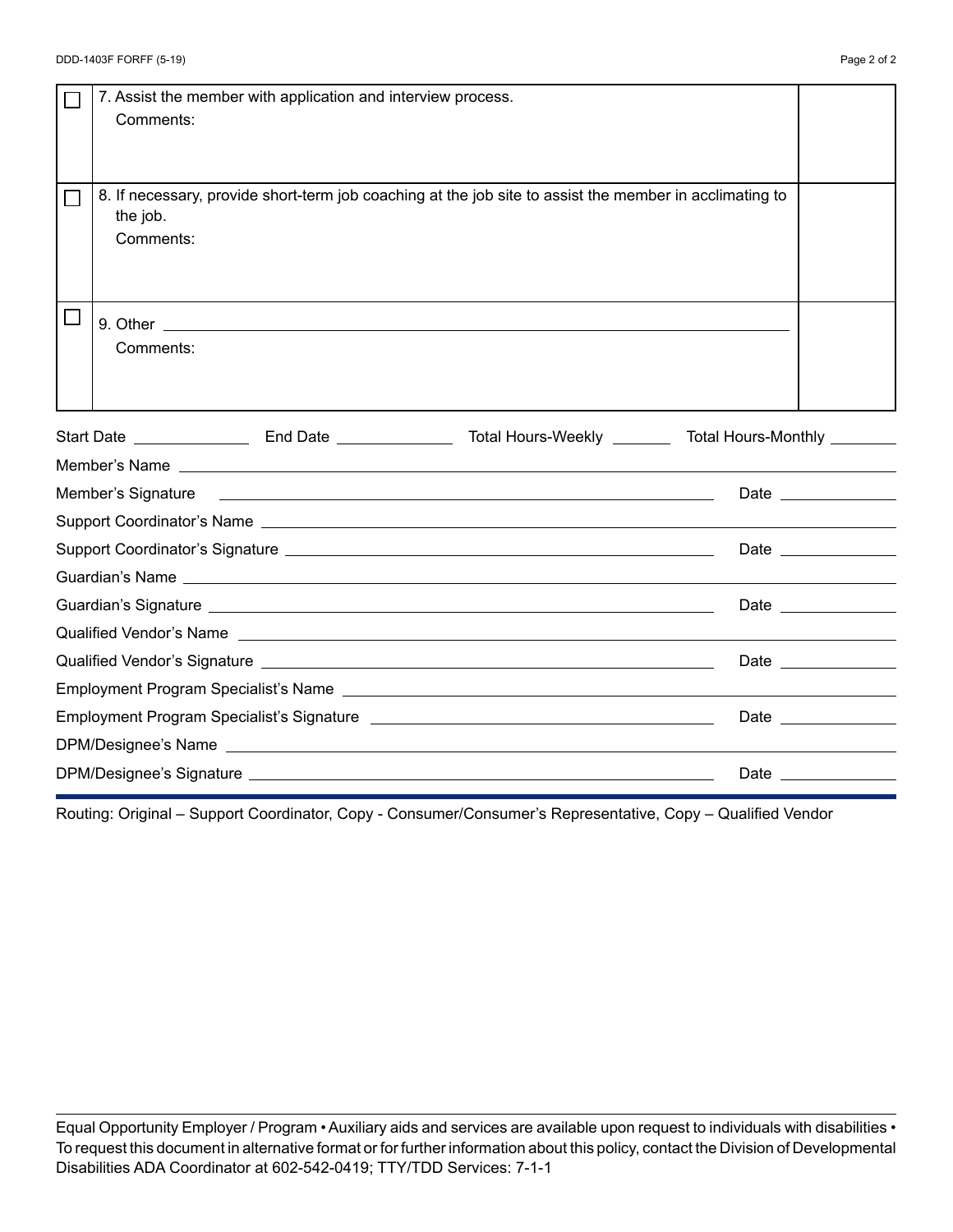| | | |
|---|---|---|
| ☐ | 7. Assist the member with application and interview process.<br>Comments: | |
| ☐ | 8. If necessary, provide short-term job coaching at the job site to assist the member in acclimating to the job.<br>Comments: | |
| ☐ | 9. Other ______________________<br>Comments: | |

Start Date ____________ End Date ____________ Total Hours-Weekly ________ Total Hours-Monthly ________

Member's Name ______________________________

Member's Signature ______________________________ Date ____________

Support Coordinator's Name ______________________________

Support Coordinator's Signature ______________________________ Date ____________

Guardian's Name ______________________________

Guardian's Signature ______________________________ Date ____________

Qualified Vendor's Name ______________________________

Qualified Vendor's Signature ______________________________ Date ____________

Employment Program Specialist's Name ______________________________

Employment Program Specialist's Signature ______________________________ Date ____________

DPM/Designee's Name ______________________________

DPM/Designee's Signature ______________________________ Date ____________

Routing: Original – Support Coordinator, Copy - Consumer/Consumer's Representative, Copy – Qualified Vendor

Equal Opportunity Employer / Program • Auxiliary aids and services are available upon request to individuals with disabilities • To request this document in alternative format or for further information about this policy, contact the Division of Developmental Disabilities ADA Coordinator at 602-542-0419; TTY/TDD Services: 7-1-1